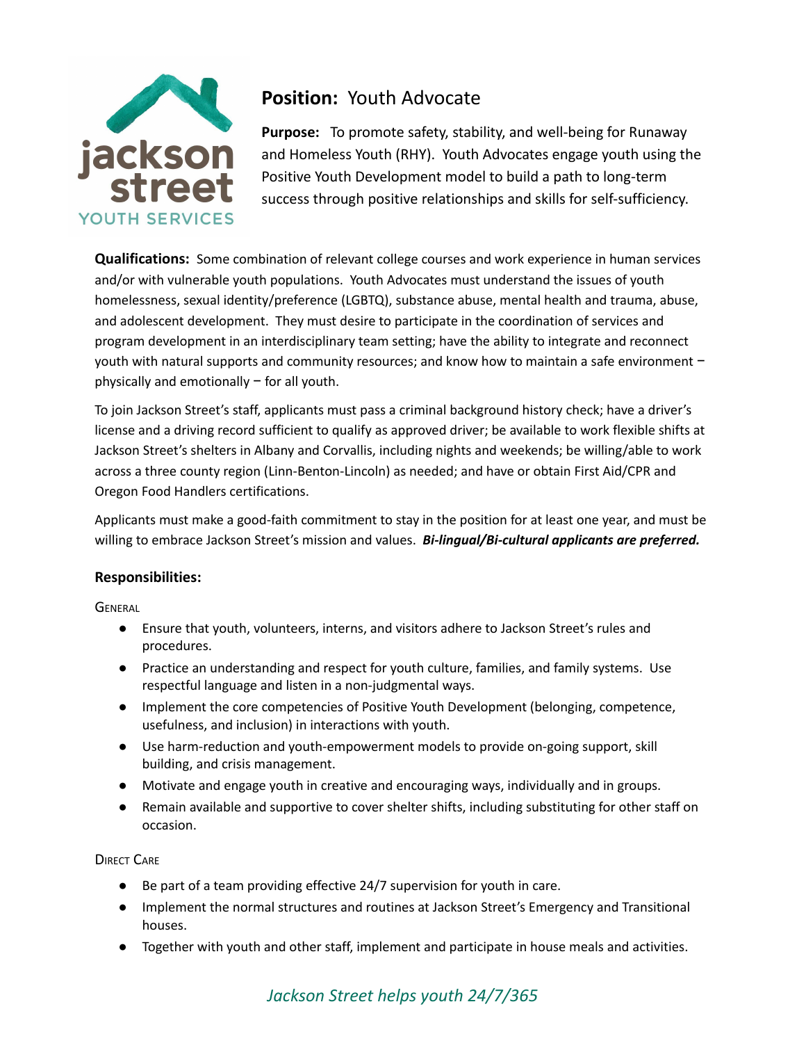**jackson street**
YOUTH SERVICES

## **Position:** Youth Advocate

**Purpose:** To promote safety, stability, and well-being for Runaway and Homeless Youth (RHY). Youth Advocates engage youth using the Positive Youth Development model to build a path to long-term success through positive relationships and skills for self-sufficiency.

**Qualifications:** Some combination of relevant college courses and work experience in human services and/or with vulnerable youth populations. Youth Advocates must understand the issues of youth homelessness, sexual identity/preference (LGBTQ), substance abuse, mental health and trauma, abuse, and adolescent development. They must desire to participate in the coordination of services and program development in an interdisciplinary team setting; have the ability to integrate and reconnect youth with natural supports and community resources; and know how to maintain a safe environment − physically and emotionally − for all youth.

To join Jackson Street's staff, applicants must pass a criminal background history check; have a driver's license and a driving record sufficient to qualify as approved driver; be available to work flexible shifts at Jackson Street's shelters in Albany and Corvallis, including nights and weekends; be willing/able to work across a three county region (Linn-Benton-Lincoln) as needed; and have or obtain First Aid/CPR and Oregon Food Handlers certifications.

Applicants must make a good-faith commitment to stay in the position for at least one year, and must be willing to embrace Jackson Street's mission and values. ***Bi-lingual/Bi-cultural applicants are preferred.***

### **Responsibilities:**

GENERAL

- Ensure that youth, volunteers, interns, and visitors adhere to Jackson Street's rules and procedures.
- Practice an understanding and respect for youth culture, families, and family systems. Use respectful language and listen in a non-judgmental ways.
- Implement the core competencies of Positive Youth Development (belonging, competence, usefulness, and inclusion) in interactions with youth.
- Use harm-reduction and youth-empowerment models to provide on-going support, skill building, and crisis management.
- Motivate and engage youth in creative and encouraging ways, individually and in groups.
- Remain available and supportive to cover shelter shifts, including substituting for other staff on occasion.

DIRECT CARE

- Be part of a team providing effective 24/7 supervision for youth in care.
- Implement the normal structures and routines at Jackson Street's Emergency and Transitional houses.
- Together with youth and other staff, implement and participate in house meals and activities.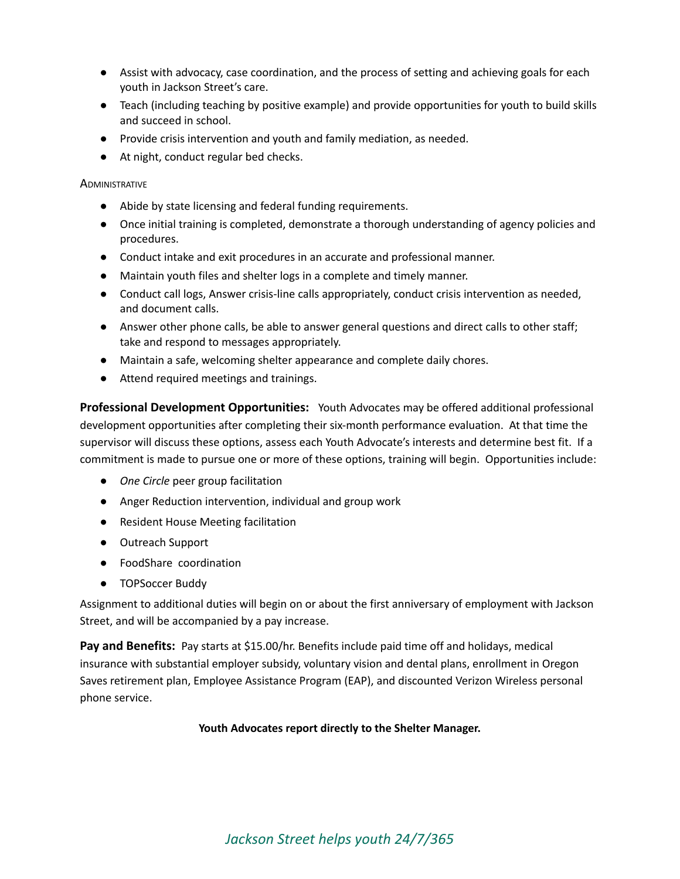- Assist with advocacy, case coordination, and the process of setting and achieving goals for each youth in Jackson Street's care.
- Teach (including teaching by positive example) and provide opportunities for youth to build skills and succeed in school.
- Provide crisis intervention and youth and family mediation, as needed.
- At night, conduct regular bed checks.

Administrative

- Abide by state licensing and federal funding requirements.
- Once initial training is completed, demonstrate a thorough understanding of agency policies and procedures.
- Conduct intake and exit procedures in an accurate and professional manner.
- Maintain youth files and shelter logs in a complete and timely manner.
- Conduct call logs, Answer crisis-line calls appropriately, conduct crisis intervention as needed, and document calls.
- Answer other phone calls, be able to answer general questions and direct calls to other staff; take and respond to messages appropriately.
- Maintain a safe, welcoming shelter appearance and complete daily chores.
- Attend required meetings and trainings.

**Professional Development Opportunities:** Youth Advocates may be offered additional professional development opportunities after completing their six-month performance evaluation. At that time the supervisor will discuss these options, assess each Youth Advocate's interests and determine best fit. If a commitment is made to pursue one or more of these options, training will begin. Opportunities include:

- *One Circle* peer group facilitation
- Anger Reduction intervention, individual and group work
- Resident House Meeting facilitation
- Outreach Support
- FoodShare coordination
- TOPSoccer Buddy

Assignment to additional duties will begin on or about the first anniversary of employment with Jackson Street, and will be accompanied by a pay increase.

**Pay and Benefits:** Pay starts at $15.00/hr. Benefits include paid time off and holidays, medical insurance with substantial employer subsidy, voluntary vision and dental plans, enrollment in Oregon Saves retirement plan, Employee Assistance Program (EAP), and discounted Verizon Wireless personal phone service.

**Youth Advocates report directly to the Shelter Manager.**